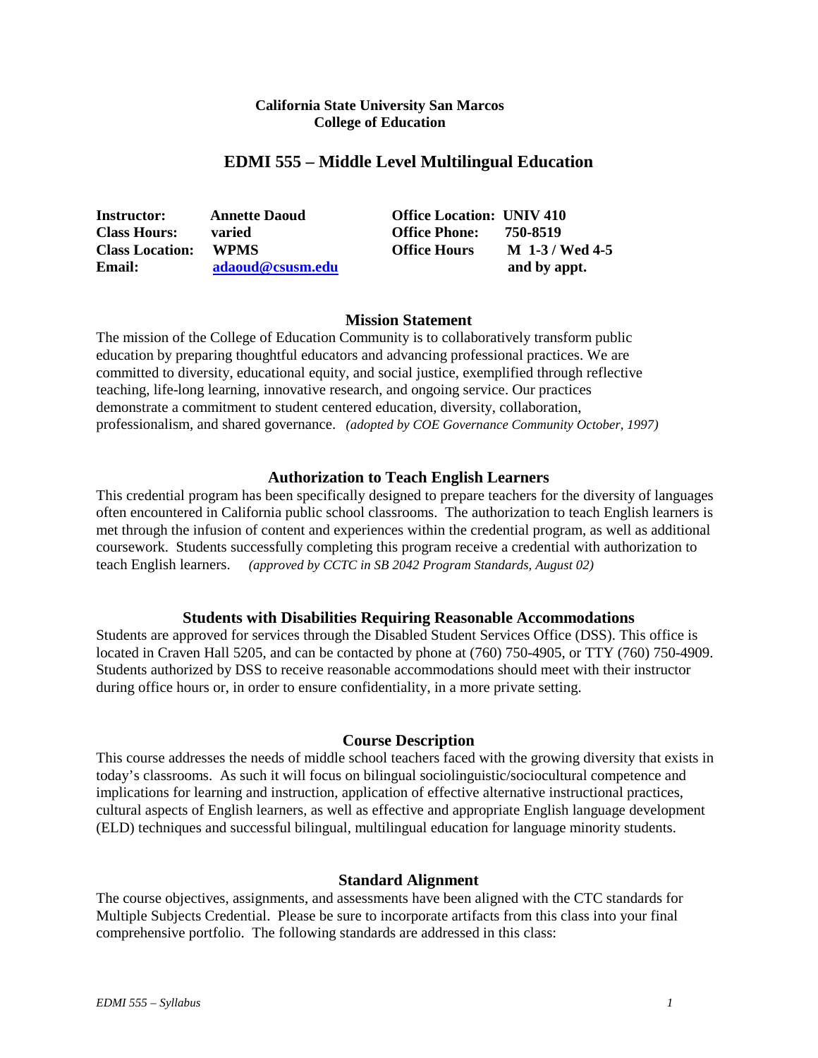**California State University San Marcos**
**College of Education**

# EDMI 555 – Middle Level Multilingual Education

| | | | |
|---|---|---|---|
| **Instructor:** | **Annette Daoud** | **Office Location:** | **UNIV 410** |
| **Class Hours:** | **varied** | **Office Phone:** | **750-8519** |
| **Class Location:** | **WPMS** | **Office Hours** | **M 1-3 / Wed 4-5** |
| **Email:** | **adaoud@csusm.edu** | | **and by appt.** |

## Mission Statement

The mission of the College of Education Community is to collaboratively transform public education by preparing thoughtful educators and advancing professional practices. We are committed to diversity, educational equity, and social justice, exemplified through reflective teaching, life-long learning, innovative research, and ongoing service. Our practices demonstrate a commitment to student centered education, diversity, collaboration, professionalism, and shared governance. *(adopted by COE Governance Community October, 1997)*

## Authorization to Teach English Learners

This credential program has been specifically designed to prepare teachers for the diversity of languages often encountered in California public school classrooms. The authorization to teach English learners is met through the infusion of content and experiences within the credential program, as well as additional coursework. Students successfully completing this program receive a credential with authorization to teach English learners. *(approved by CCTC in SB 2042 Program Standards, August 02)*

## Students with Disabilities Requiring Reasonable Accommodations

Students are approved for services through the Disabled Student Services Office (DSS). This office is located in Craven Hall 5205, and can be contacted by phone at (760) 750-4905, or TTY (760) 750-4909. Students authorized by DSS to receive reasonable accommodations should meet with their instructor during office hours or, in order to ensure confidentiality, in a more private setting.

## Course Description

This course addresses the needs of middle school teachers faced with the growing diversity that exists in today's classrooms. As such it will focus on bilingual sociolinguistic/sociocultural competence and implications for learning and instruction, application of effective alternative instructional practices, cultural aspects of English learners, as well as effective and appropriate English language development (ELD) techniques and successful bilingual, multilingual education for language minority students.

## Standard Alignment

The course objectives, assignments, and assessments have been aligned with the CTC standards for Multiple Subjects Credential. Please be sure to incorporate artifacts from this class into your final comprehensive portfolio. The following standards are addressed in this class: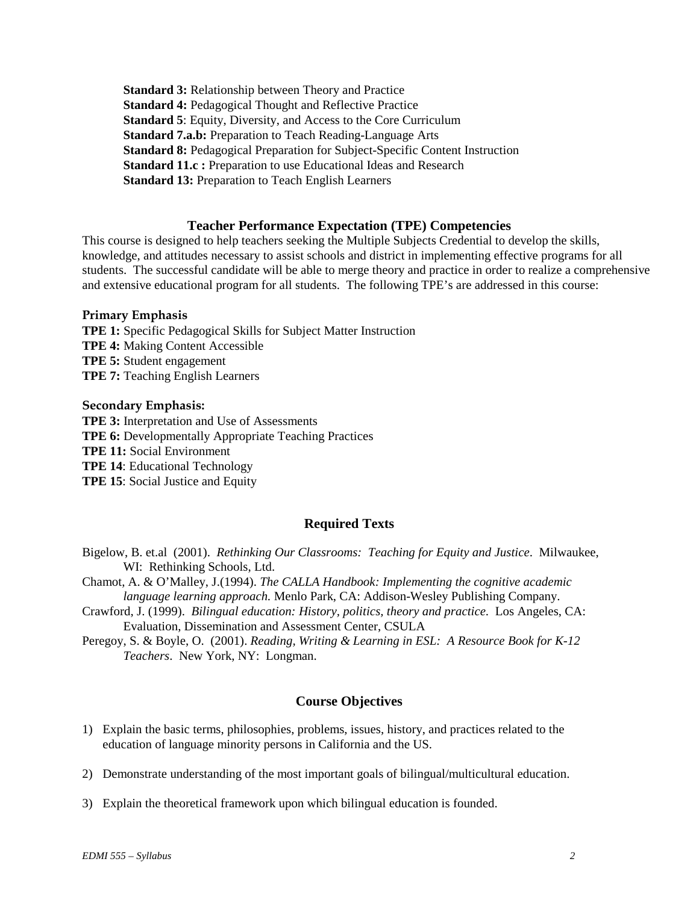**Standard 3:** Relationship between Theory and Practice
**Standard 4:** Pedagogical Thought and Reflective Practice
**Standard 5**: Equity, Diversity, and Access to the Core Curriculum
**Standard 7.a.b:** Preparation to Teach Reading-Language Arts
**Standard 8:** Pedagogical Preparation for Subject-Specific Content Instruction
**Standard 11.c :** Preparation to use Educational Ideas and Research
**Standard 13:** Preparation to Teach English Learners

## Teacher Performance Expectation (TPE) Competencies

This course is designed to help teachers seeking the Multiple Subjects Credential to develop the skills, knowledge, and attitudes necessary to assist schools and district in implementing effective programs for all students. The successful candidate will be able to merge theory and practice in order to realize a comprehensive and extensive educational program for all students. The following TPE's are addressed in this course:

### Primary Emphasis

**TPE 1:** Specific Pedagogical Skills for Subject Matter Instruction
**TPE 4:** Making Content Accessible
**TPE 5:** Student engagement
**TPE 7:** Teaching English Learners

### Secondary Emphasis:

**TPE 3:** Interpretation and Use of Assessments
**TPE 6:** Developmentally Appropriate Teaching Practices
**TPE 11:** Social Environment
**TPE 14**: Educational Technology
**TPE 15**: Social Justice and Equity

## Required Texts

Bigelow, B. et.al (2001). *Rethinking Our Classrooms: Teaching for Equity and Justice*. Milwaukee, WI: Rethinking Schools, Ltd.

Chamot, A. & O'Malley, J.(1994). *The CALLA Handbook: Implementing the cognitive academic language learning approach.* Menlo Park, CA: Addison-Wesley Publishing Company.

Crawford, J. (1999). *Bilingual education: History, politics, theory and practice.* Los Angeles, CA: Evaluation, Dissemination and Assessment Center, CSULA

Peregoy, S. & Boyle, O. (2001). *Reading, Writing & Learning in ESL: A Resource Book for K-12 Teachers*. New York, NY: Longman.

## Course Objectives

1) Explain the basic terms, philosophies, problems, issues, history, and practices related to the education of language minority persons in California and the US.

2) Demonstrate understanding of the most important goals of bilingual/multicultural education.

3) Explain the theoretical framework upon which bilingual education is founded.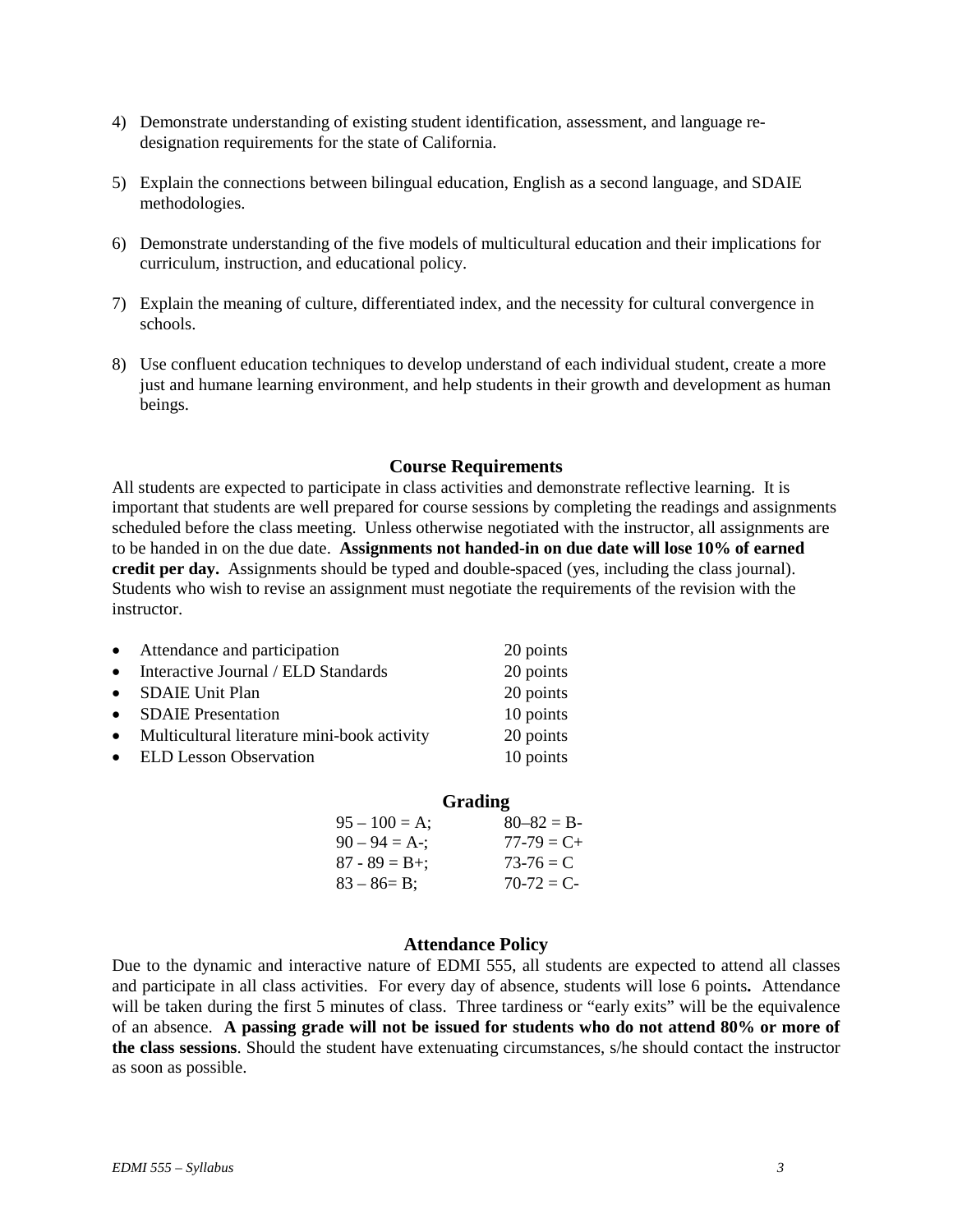4) Demonstrate understanding of existing student identification, assessment, and language re-designation requirements for the state of California.

5) Explain the connections between bilingual education, English as a second language, and SDAIE methodologies.

6) Demonstrate understanding of the five models of multicultural education and their implications for curriculum, instruction, and educational policy.

7) Explain the meaning of culture, differentiated index, and the necessity for cultural convergence in schools.

8) Use confluent education techniques to develop understand of each individual student, create a more just and humane learning environment, and help students in their growth and development as human beings.

## Course Requirements

All students are expected to participate in class activities and demonstrate reflective learning. It is important that students are well prepared for course sessions by completing the readings and assignments scheduled before the class meeting. Unless otherwise negotiated with the instructor, all assignments are to be handed in on the due date. **Assignments not handed-in on due date will lose 10% of earned credit per day.** Assignments should be typed and double-spaced (yes, including the class journal). Students who wish to revise an assignment must negotiate the requirements of the revision with the instructor.

- Attendance and participation 20 points
- Interactive Journal / ELD Standards 20 points
- SDAIE Unit Plan 20 points
- SDAIE Presentation 10 points
- Multicultural literature mini-book activity 20 points
- ELD Lesson Observation 10 points

## Grading

| | |
|---|---|
| 95 – 100 = A; | 80–82 = B- |
| 90 – 94 = A-; | 77-79 = C+ |
| 87 - 89 = B+; | 73-76 = C |
| 83 – 86= B; | 70-72 = C- |

## Attendance Policy

Due to the dynamic and interactive nature of EDMI 555, all students are expected to attend all classes and participate in all class activities. For every day of absence, students will lose 6 points**.** Attendance will be taken during the first 5 minutes of class. Three tardiness or "early exits" will be the equivalence of an absence. **A passing grade will not be issued for students who do not attend 80% or more of the class sessions**. Should the student have extenuating circumstances, s/he should contact the instructor as soon as possible.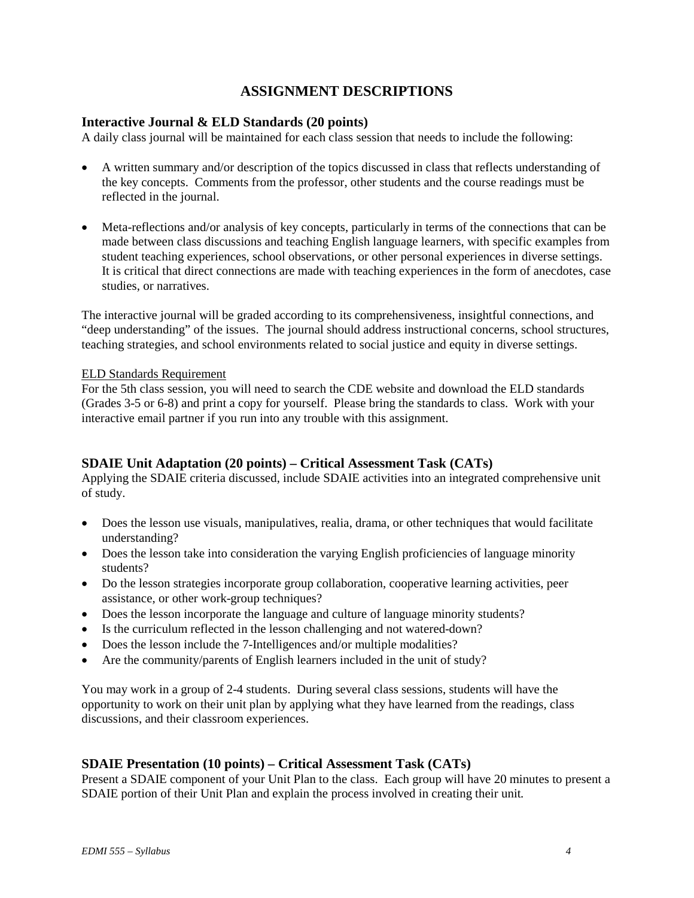## ASSIGNMENT DESCRIPTIONS

### Interactive Journal & ELD Standards (20 points)

A daily class journal will be maintained for each class session that needs to include the following:

- A written summary and/or description of the topics discussed in class that reflects understanding of the key concepts. Comments from the professor, other students and the course readings must be reflected in the journal.
- Meta-reflections and/or analysis of key concepts, particularly in terms of the connections that can be made between class discussions and teaching English language learners, with specific examples from student teaching experiences, school observations, or other personal experiences in diverse settings. It is critical that direct connections are made with teaching experiences in the form of anecdotes, case studies, or narratives.

The interactive journal will be graded according to its comprehensiveness, insightful connections, and "deep understanding" of the issues. The journal should address instructional concerns, school structures, teaching strategies, and school environments related to social justice and equity in diverse settings.

<u>ELD Standards Requirement</u>

For the 5th class session, you will need to search the CDE website and download the ELD standards (Grades 3-5 or 6-8) and print a copy for yourself. Please bring the standards to class. Work with your interactive email partner if you run into any trouble with this assignment.

### SDAIE Unit Adaptation (20 points) – Critical Assessment Task (CATs)

Applying the SDAIE criteria discussed, include SDAIE activities into an integrated comprehensive unit of study.

- Does the lesson use visuals, manipulatives, realia, drama, or other techniques that would facilitate understanding?
- Does the lesson take into consideration the varying English proficiencies of language minority students?
- Do the lesson strategies incorporate group collaboration, cooperative learning activities, peer assistance, or other work-group techniques?
- Does the lesson incorporate the language and culture of language minority students?
- Is the curriculum reflected in the lesson challenging and not watered-down?
- Does the lesson include the 7-Intelligences and/or multiple modalities?
- Are the community/parents of English learners included in the unit of study?

You may work in a group of 2-4 students. During several class sessions, students will have the opportunity to work on their unit plan by applying what they have learned from the readings, class discussions, and their classroom experiences.

### SDAIE Presentation (10 points) – Critical Assessment Task (CATs)

Present a SDAIE component of your Unit Plan to the class. Each group will have 20 minutes to present a SDAIE portion of their Unit Plan and explain the process involved in creating their unit.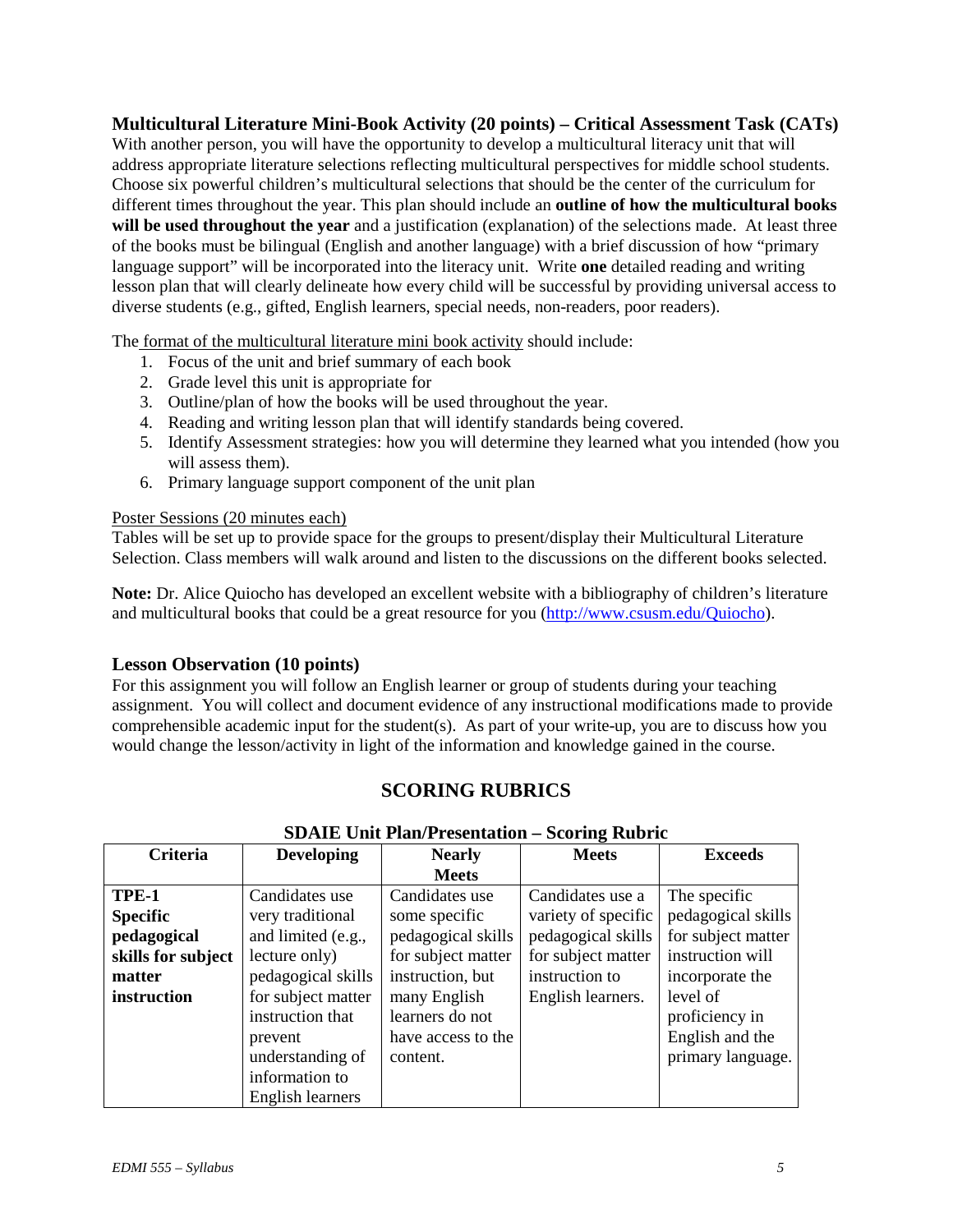### Multicultural Literature Mini-Book Activity (20 points) – Critical Assessment Task (CATs)

With another person, you will have the opportunity to develop a multicultural literacy unit that will address appropriate literature selections reflecting multicultural perspectives for middle school students. Choose six powerful children's multicultural selections that should be the center of the curriculum for different times throughout the year. This plan should include an **outline of how the multicultural books will be used throughout the year** and a justification (explanation) of the selections made. At least three of the books must be bilingual (English and another language) with a brief discussion of how "primary language support" will be incorporated into the literacy unit. Write **one** detailed reading and writing lesson plan that will clearly delineate how every child will be successful by providing universal access to diverse students (e.g., gifted, English learners, special needs, non-readers, poor readers).

The format of the multicultural literature mini book activity should include:

1. Focus of the unit and brief summary of each book
2. Grade level this unit is appropriate for
3. Outline/plan of how the books will be used throughout the year.
4. Reading and writing lesson plan that will identify standards being covered.
5. Identify Assessment strategies: how you will determine they learned what you intended (how you will assess them).
6. Primary language support component of the unit plan

Poster Sessions (20 minutes each)

Tables will be set up to provide space for the groups to present/display their Multicultural Literature Selection. Class members will walk around and listen to the discussions on the different books selected.

**Note:** Dr. Alice Quiocho has developed an excellent website with a bibliography of children's literature and multicultural books that could be a great resource for you (http://www.csusm.edu/Quiocho).

### Lesson Observation (10 points)

For this assignment you will follow an English learner or group of students during your teaching assignment. You will collect and document evidence of any instructional modifications made to provide comprehensible academic input for the student(s). As part of your write-up, you are to discuss how you would change the lesson/activity in light of the information and knowledge gained in the course.

## SCORING RUBRICS

### SDAIE Unit Plan/Presentation – Scoring Rubric

| Criteria | Developing | Nearly Meets | Meets | Exceeds |
|---|---|---|---|---|
| **TPE-1 Specific pedagogical skills for subject matter instruction** | Candidates use very traditional and limited (e.g., lecture only) pedagogical skills for subject matter instruction that prevent understanding of information to English learners | Candidates use some specific pedagogical skills for subject matter instruction, but many English learners do not have access to the content. | Candidates use a variety of specific pedagogical skills for subject matter instruction to English learners. | The specific pedagogical skills for subject matter instruction will incorporate the level of proficiency in English and the primary language. |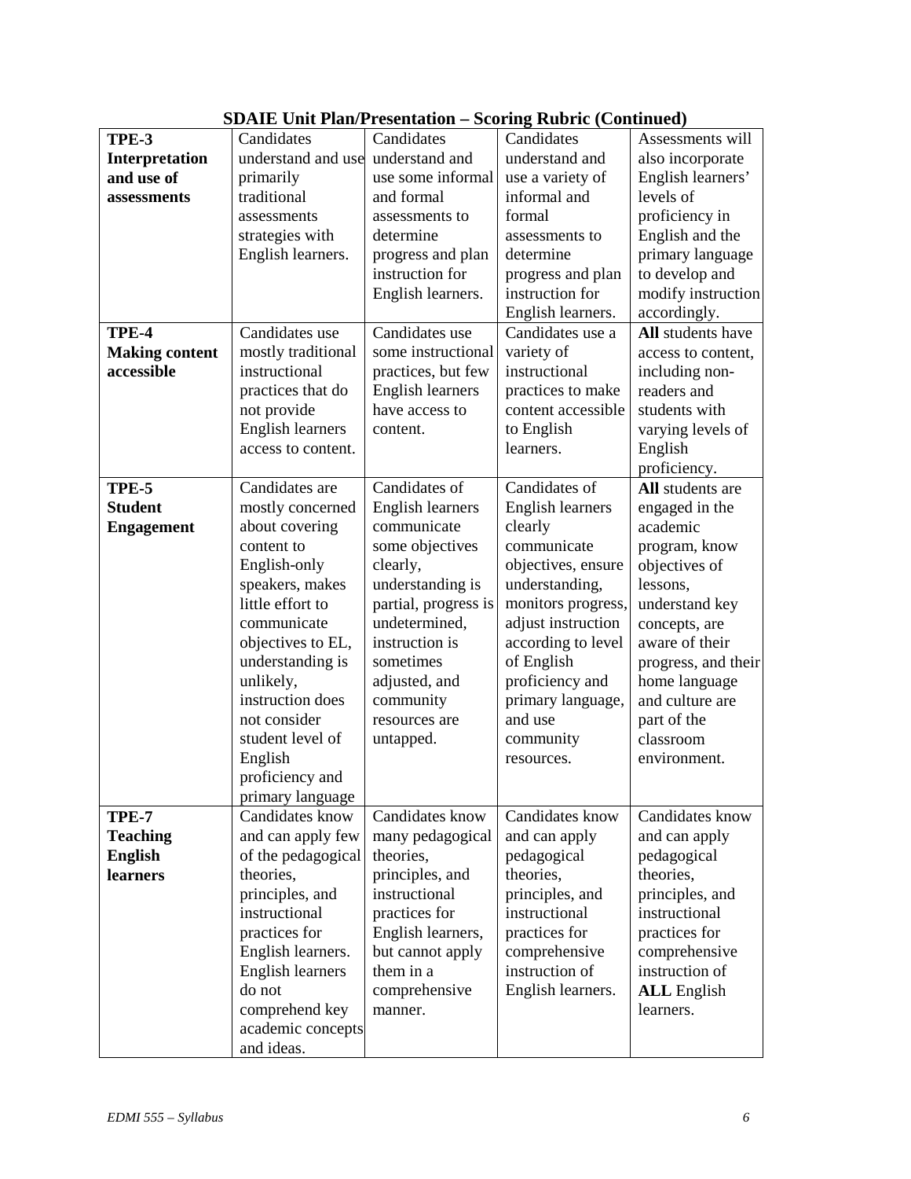**SDAIE Unit Plan/Presentation – Scoring Rubric (Continued)**

| | | | | |
|---|---|---|---|---|
| **TPE-3 Interpretation and use of assessments** | Candidates understand and use primarily traditional assessments strategies with English learners. | Candidates understand and use some informal and formal assessments to determine progress and plan instruction for English learners. | Candidates understand and use a variety of informal and formal assessments to determine progress and plan instruction for English learners. | Assessments will also incorporate English learners' levels of proficiency in English and the primary language to develop and modify instruction accordingly. |
| **TPE-4 Making content accessible** | Candidates use mostly traditional instructional practices that do not provide English learners access to content. | Candidates use some instructional practices, but few English learners have access to content. | Candidates use a variety of instructional practices to make content accessible to English learners. | **All** students have access to content, including non-readers and students with varying levels of English proficiency. |
| **TPE-5 Student Engagement** | Candidates are mostly concerned about covering content to English-only speakers, makes little effort to communicate objectives to EL, understanding is unlikely, instruction does not consider student level of English proficiency and primary language | Candidates of English learners communicate some objectives clearly, understanding is partial, progress is undetermined, instruction is sometimes adjusted, and community resources are untapped. | Candidates of English learners clearly communicate objectives, ensure understanding, monitors progress, adjust instruction according to level of English proficiency and primary language, and use community resources. | **All** students are engaged in the academic program, know objectives of lessons, understand key concepts, are aware of their progress, and their home language and culture are part of the classroom environment. |
| **TPE-7 Teaching English learners** | Candidates know and can apply few of the pedagogical theories, principles, and instructional practices for English learners. English learners do not comprehend key academic concepts and ideas. | Candidates know many pedagogical theories, principles, and instructional practices for English learners, but cannot apply them in a comprehensive manner. | Candidates know and can apply pedagogical theories, principles, and instructional practices for comprehensive instruction of English learners. | Candidates know and can apply pedagogical theories, principles, and instructional practices for comprehensive instruction of **ALL** English learners. |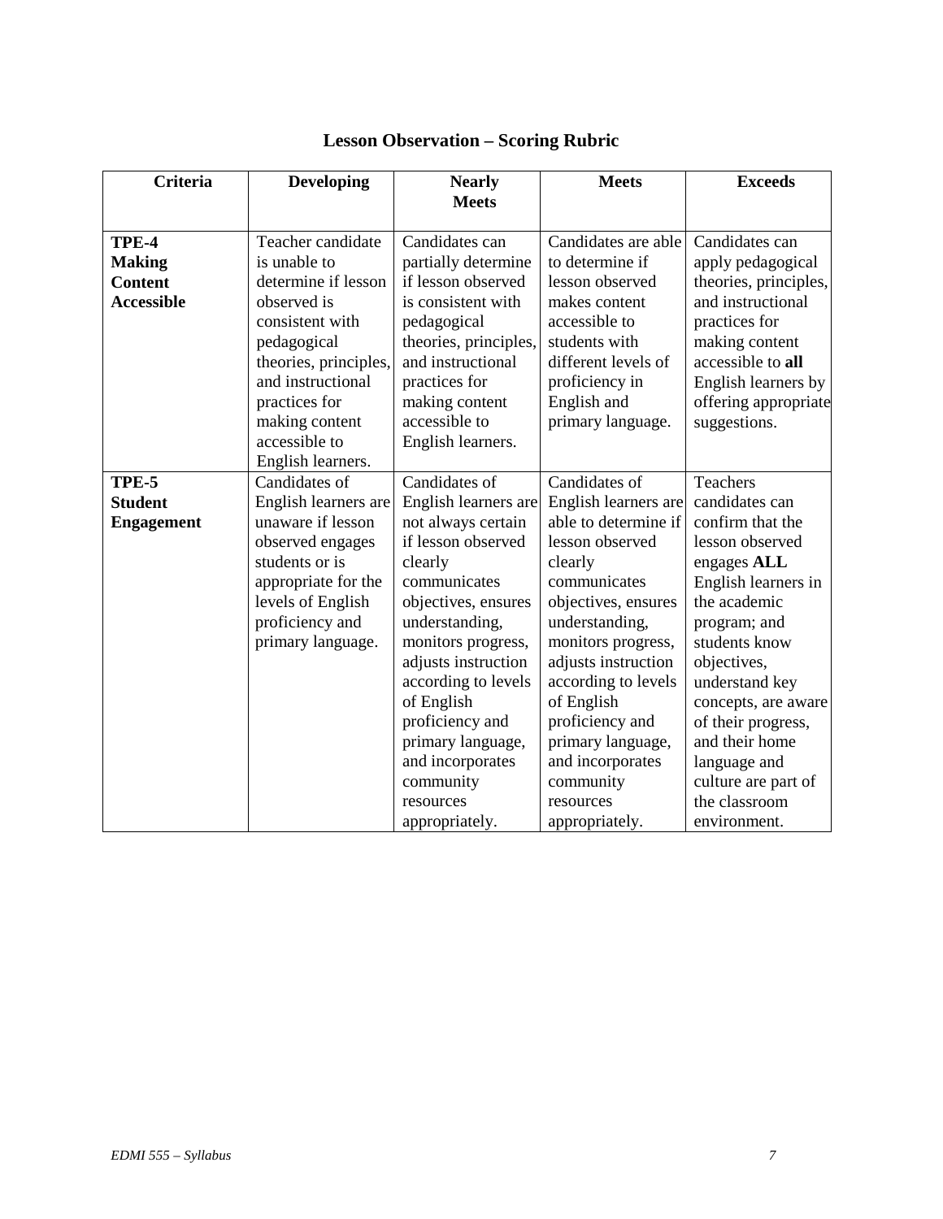# Lesson Observation – Scoring Rubric

| Criteria | Developing | Nearly Meets | Meets | Exceeds |
|---|---|---|---|---|
| **TPE-4 Making Content Accessible** | Teacher candidate is unable to determine if lesson observed is consistent with pedagogical theories, principles, and instructional practices for making content accessible to English learners. | Candidates can partially determine if lesson observed is consistent with pedagogical theories, principles, and instructional practices for making content accessible to English learners. | Candidates are able to determine if lesson observed makes content accessible to students with different levels of proficiency in English and primary language. | Candidates can apply pedagogical theories, principles, and instructional practices for making content accessible to **all** English learners by offering appropriate suggestions. |
| **TPE-5 Student Engagement** | Candidates of English learners are unaware if lesson observed engages students or is appropriate for the levels of English proficiency and primary language. | Candidates of English learners are not always certain if lesson observed clearly communicates objectives, ensures understanding, monitors progress, adjusts instruction according to levels of English proficiency and primary language, and incorporates community resources appropriately. | Candidates of English learners are able to determine if lesson observed clearly communicates objectives, ensures understanding, monitors progress, adjusts instruction according to levels of English proficiency and primary language, and incorporates community resources appropriately. | Teachers candidates can confirm that the lesson observed engages **ALL** English learners in the academic program; and students know objectives, understand key concepts, are aware of their progress, and their home language and culture are part of the classroom environment. |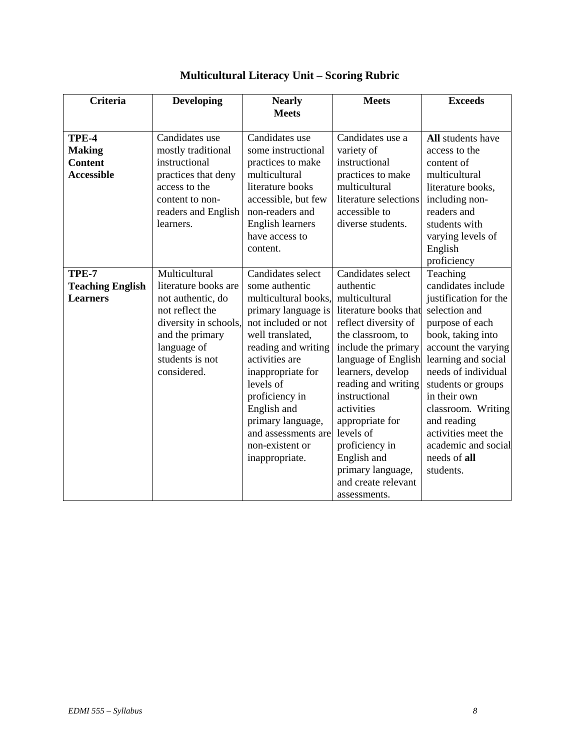# Multicultural Literacy Unit – Scoring Rubric

| Criteria | Developing | Nearly Meets | Meets | Exceeds |
|---|---|---|---|---|
| **TPE-4 Making Content Accessible** | Candidates use mostly traditional instructional practices that deny access to the content to non-readers and English learners. | Candidates use some instructional practices to make multicultural literature books accessible, but few non-readers and English learners have access to content. | Candidates use a variety of instructional practices to make multicultural literature selections accessible to diverse students. | **All** students have access to the content of multicultural literature books, including non-readers and students with varying levels of English proficiency |
| **TPE-7 Teaching English Learners** | Multicultural literature books are not authentic, do not reflect the diversity in schools, and the primary language of students is not considered. | Candidates select some authentic multicultural books, primary language is not included or not well translated, reading and writing activities are inappropriate for levels of proficiency in English and primary language, and assessments are non-existent or inappropriate. | Candidates select authentic multicultural literature books that reflect diversity of the classroom, to include the primary language of English learners, develop reading and writing instructional activities appropriate for levels of proficiency in English and primary language, and create relevant assessments. | Teaching candidates include justification for the selection and purpose of each book, taking into account the varying learning and social needs of individual students or groups in their own classroom. Writing and reading activities meet the academic and social needs of **all** students. |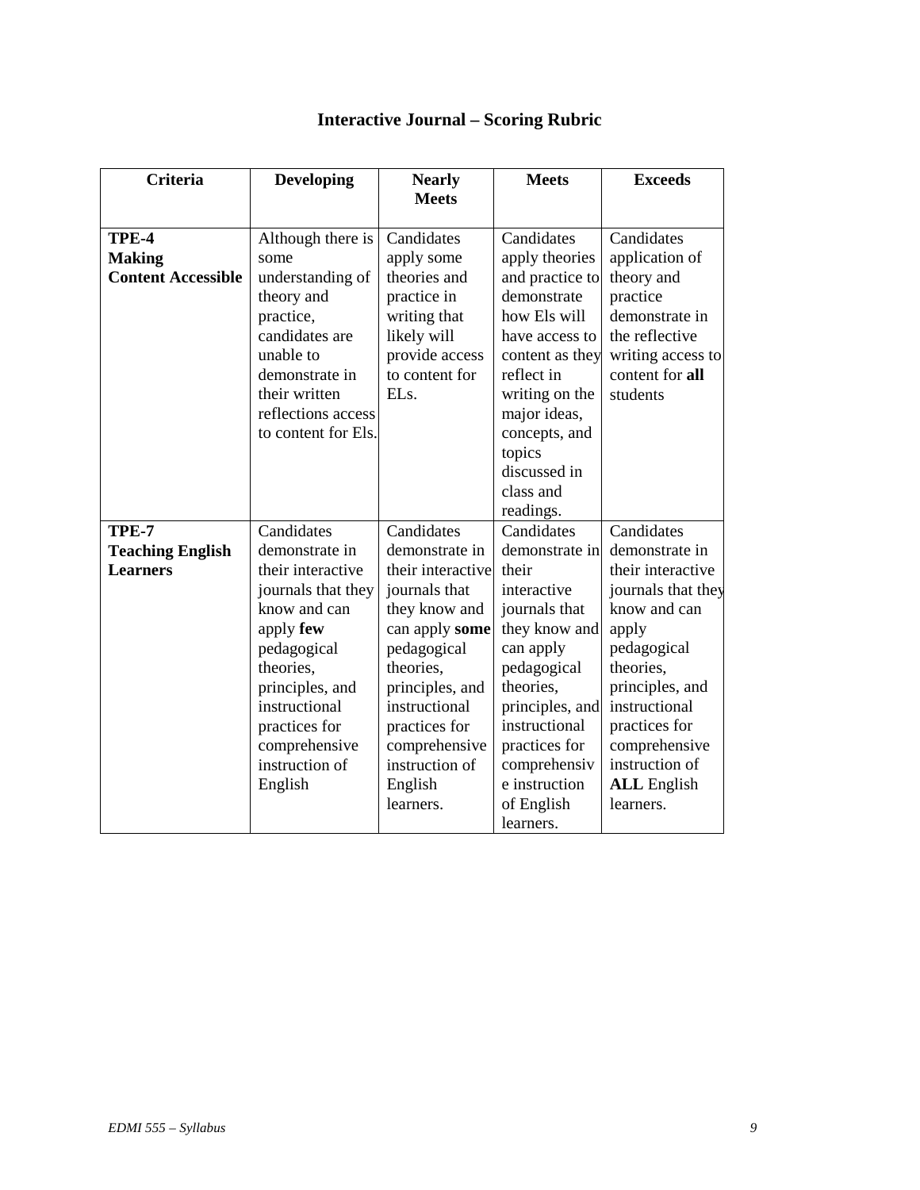## Interactive Journal – Scoring Rubric

| Criteria | Developing | Nearly Meets | Meets | Exceeds |
|---|---|---|---|---|
| **TPE-4 Making Content Accessible** | Although there is some understanding of theory and practice, candidates are unable to demonstrate in their written reflections access to content for Els. | Candidates apply some theories and practice in writing that likely will provide access to content for ELs. | Candidates apply theories and practice to demonstrate how Els will have access to content as they reflect in writing on the major ideas, concepts, and topics discussed in class and readings. | Candidates application of theory and practice demonstrate in the reflective writing access to content for **all** students |
| **TPE-7 Teaching English Learners** | Candidates demonstrate in their interactive journals that they know and can apply **few** pedagogical theories, principles, and instructional practices for comprehensive instruction of English | Candidates demonstrate in their interactive journals that they know and can apply **some** pedagogical theories, principles, and instructional practices for comprehensive instruction of English learners. | Candidates demonstrate in their interactive journals that they know and can apply pedagogical theories, principles, and instructional practices for comprehensive instruction of English learners. | Candidates demonstrate in their interactive journals that they know and can apply pedagogical theories, principles, and instructional practices for comprehensive instruction of **ALL** English learners. |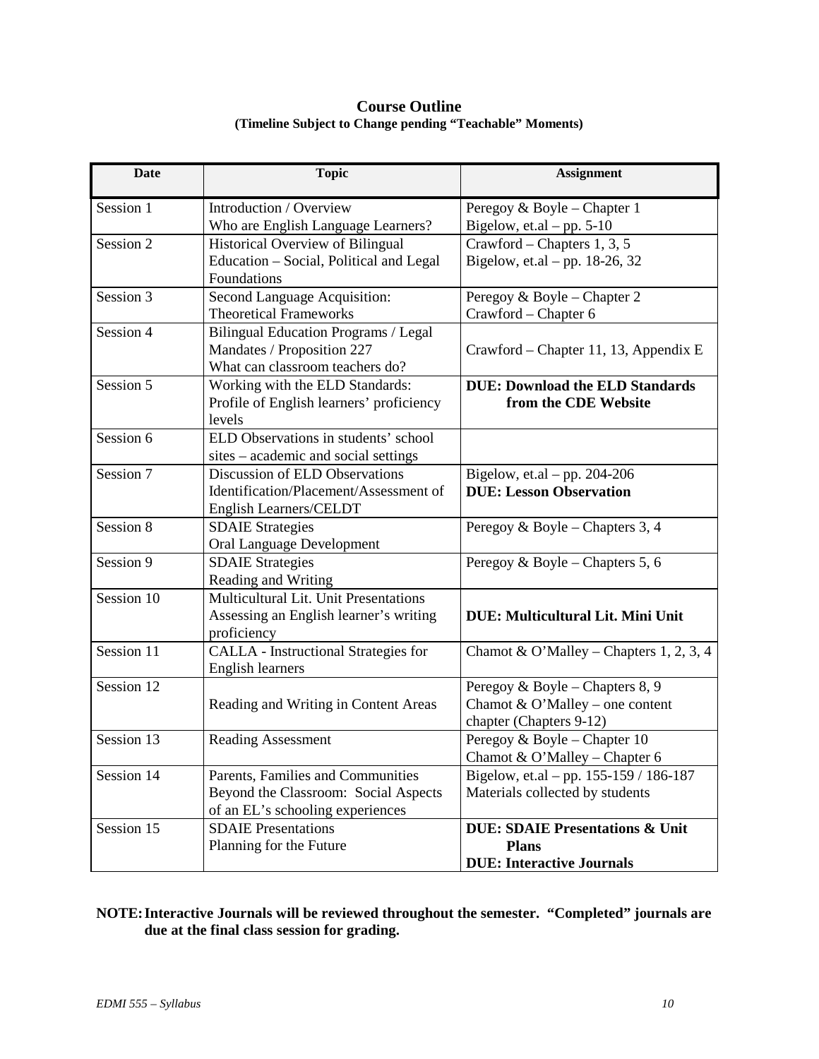## Course Outline
**(Timeline Subject to Change pending "Teachable" Moments)**

| Date | Topic | Assignment |
|---|---|---|
| Session 1 | Introduction / Overview<br>Who are English Language Learners? | Peregoy & Boyle – Chapter 1<br>Bigelow, et.al – pp. 5-10 |
| Session 2 | Historical Overview of Bilingual Education – Social, Political and Legal Foundations | Crawford – Chapters 1, 3, 5<br>Bigelow, et.al – pp. 18-26, 32 |
| Session 3 | Second Language Acquisition: Theoretical Frameworks | Peregoy & Boyle – Chapter 2<br>Crawford – Chapter 6 |
| Session 4 | Bilingual Education Programs / Legal Mandates / Proposition 227<br>What can classroom teachers do? | Crawford – Chapter 11, 13, Appendix E |
| Session 5 | Working with the ELD Standards: Profile of English learners' proficiency levels | **DUE: Download the ELD Standards from the CDE Website** |
| Session 6 | ELD Observations in students' school sites – academic and social settings | |
| Session 7 | Discussion of ELD Observations<br>Identification/Placement/Assessment of English Learners/CELDT | Bigelow, et.al – pp. 204-206<br>**DUE: Lesson Observation** |
| Session 8 | SDAIE Strategies<br>Oral Language Development | Peregoy & Boyle – Chapters 3, 4 |
| Session 9 | SDAIE Strategies<br>Reading and Writing | Peregoy & Boyle – Chapters 5, 6 |
| Session 10 | Multicultural Lit. Unit Presentations<br>Assessing an English learner's writing proficiency | **DUE: Multicultural Lit. Mini Unit** |
| Session 11 | CALLA - Instructional Strategies for English learners | Chamot & O'Malley – Chapters 1, 2, 3, 4 |
| Session 12 | Reading and Writing in Content Areas | Peregoy & Boyle – Chapters 8, 9<br>Chamot & O'Malley – one content chapter (Chapters 9-12) |
| Session 13 | Reading Assessment | Peregoy & Boyle – Chapter 10<br>Chamot & O'Malley – Chapter 6 |
| Session 14 | Parents, Families and Communities<br>Beyond the Classroom: Social Aspects of an EL's schooling experiences | Bigelow, et.al – pp. 155-159 / 186-187<br>Materials collected by students |
| Session 15 | SDAIE Presentations<br>Planning for the Future | **DUE: SDAIE Presentations & Unit Plans**<br>**DUE: Interactive Journals** |

**NOTE: Interactive Journals will be reviewed throughout the semester. "Completed" journals are due at the final class session for grading.**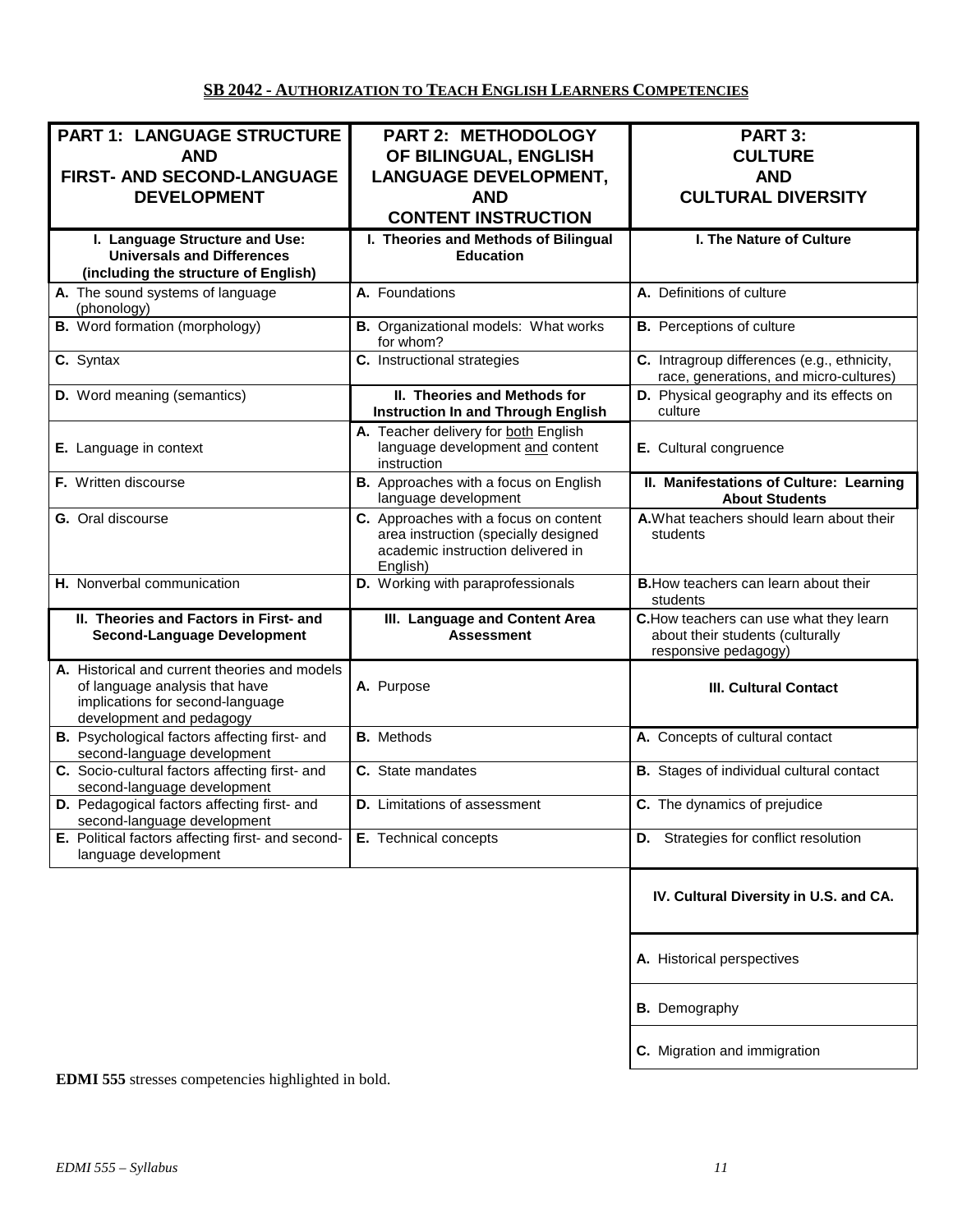## SB 2042 - AUTHORIZATION TO TEACH ENGLISH LEARNERS COMPETENCIES

| PART 1: LANGUAGE STRUCTURE AND FIRST- AND SECOND-LANGUAGE DEVELOPMENT | PART 2: METHODOLOGY OF BILINGUAL, ENGLISH LANGUAGE DEVELOPMENT, AND CONTENT INSTRUCTION | PART 3: CULTURE AND CULTURAL DIVERSITY |
|---|---|---|
| **I. Language Structure and Use: Universals and Differences (including the structure of English)** | **I. Theories and Methods of Bilingual Education** | **I. The Nature of Culture** |
| **A.** The sound systems of language (phonology) | **A.** Foundations | **A.** Definitions of culture |
| **B.** Word formation (morphology) | **B.** Organizational models: What works for whom? | **B.** Perceptions of culture |
| **C.** Syntax | **C.** Instructional strategies | **C.** Intragroup differences (e.g., ethnicity, race, generations, and micro-cultures) |
| **D.** Word meaning (semantics) | **II. Theories and Methods for Instruction In and Through English** | **D.** Physical geography and its effects on culture |
| **E.** Language in context | **A.** Teacher delivery for both English language development and content instruction | **E.** Cultural congruence |
| **F.** Written discourse | **B.** Approaches with a focus on English language development | **II. Manifestations of Culture: Learning About Students** |
| **G.** Oral discourse | **C.** Approaches with a focus on content area instruction (specially designed academic instruction delivered in English) | **A.** What teachers should learn about their students |
| **H.** Nonverbal communication | **D.** Working with paraprofessionals | **B.** How teachers can learn about their students |
| **II. Theories and Factors in First- and Second-Language Development** | **III. Language and Content Area Assessment** | **C.** How teachers can use what they learn about their students (culturally responsive pedagogy) |
| **A.** Historical and current theories and models of language analysis that have implications for second-language development and pedagogy | **A.** Purpose | **III. Cultural Contact** |
| **B.** Psychological factors affecting first- and second-language development | **B.** Methods | **A.** Concepts of cultural contact |
| **C.** Socio-cultural factors affecting first- and second-language development | **C.** State mandates | **B.** Stages of individual cultural contact |
| **D.** Pedagogical factors affecting first- and second-language development | **D.** Limitations of assessment | **C.** The dynamics of prejudice |
| **E.** Political factors affecting first- and second-language development | **E.** Technical concepts | **D.** Strategies for conflict resolution |
| | | **IV. Cultural Diversity in U.S. and CA.** |
| | | **A.** Historical perspectives |
| | | **B.** Demography |
| | | **C.** Migration and immigration |

**EDMI 555** stresses competencies highlighted in bold.